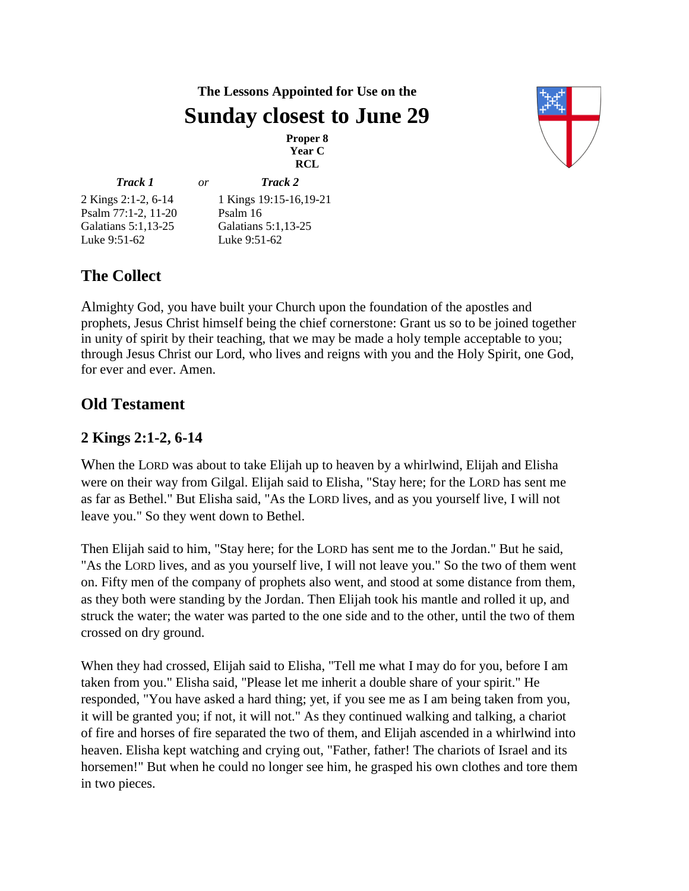**The Lessons Appointed for Use on the**

# Sunday closest to June 29

**Proper 8**
**Year C**
**RCL**

| ***Track 1*** | *or* | ***Track 2*** |
| --- | --- | --- |
| 2 Kings 2:1-2, 6-14 | | 1 Kings 19:15-16,19-21 |
| Psalm 77:1-2, 11-20 | | Psalm 16 |
| Galatians 5:1,13-25 | | Galatians 5:1,13-25 |
| Luke 9:51-62 | | Luke 9:51-62 |

## The Collect

Almighty God, you have built your Church upon the foundation of the apostles and prophets, Jesus Christ himself being the chief cornerstone: Grant us so to be joined together in unity of spirit by their teaching, that we may be made a holy temple acceptable to you; through Jesus Christ our Lord, who lives and reigns with you and the Holy Spirit, one God, for ever and ever. Amen.

## Old Testament

## 2 Kings 2:1-2, 6-14

When the LORD was about to take Elijah up to heaven by a whirlwind, Elijah and Elisha were on their way from Gilgal. Elijah said to Elisha, "Stay here; for the LORD has sent me as far as Bethel." But Elisha said, "As the LORD lives, and as you yourself live, I will not leave you." So they went down to Bethel.

Then Elijah said to him, "Stay here; for the LORD has sent me to the Jordan." But he said, "As the LORD lives, and as you yourself live, I will not leave you." So the two of them went on. Fifty men of the company of prophets also went, and stood at some distance from them, as they both were standing by the Jordan. Then Elijah took his mantle and rolled it up, and struck the water; the water was parted to the one side and to the other, until the two of them crossed on dry ground.

When they had crossed, Elijah said to Elisha, "Tell me what I may do for you, before I am taken from you." Elisha said, "Please let me inherit a double share of your spirit." He responded, "You have asked a hard thing; yet, if you see me as I am being taken from you, it will be granted you; if not, it will not." As they continued walking and talking, a chariot of fire and horses of fire separated the two of them, and Elijah ascended in a whirlwind into heaven. Elisha kept watching and crying out, "Father, father! The chariots of Israel and its horsemen!" But when he could no longer see him, he grasped his own clothes and tore them in two pieces.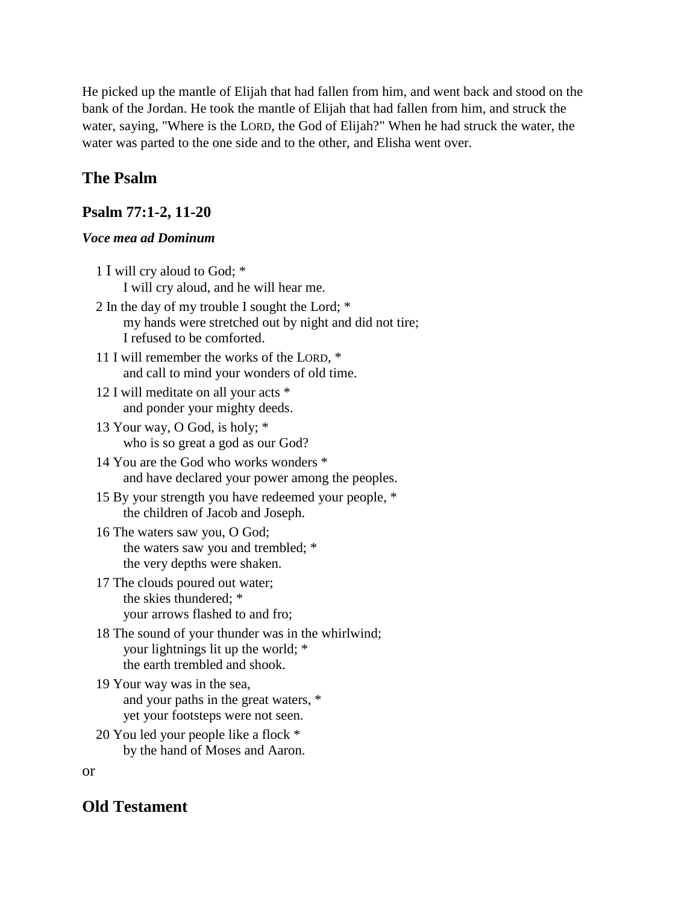He picked up the mantle of Elijah that had fallen from him, and went back and stood on the bank of the Jordan. He took the mantle of Elijah that had fallen from him, and struck the water, saying, "Where is the LORD, the God of Elijah?" When he had struck the water, the water was parted to the one side and to the other, and Elisha went over.

## The Psalm

### Psalm 77:1-2, 11-20

***Voce mea ad Dominum***

1 I will cry aloud to God; *
I will cry aloud, and he will hear me.

2 In the day of my trouble I sought the Lord; *
my hands were stretched out by night and did not tire;
I refused to be comforted.

11 I will remember the works of the LORD, *
and call to mind your wonders of old time.

12 I will meditate on all your acts *
and ponder your mighty deeds.

13 Your way, O God, is holy; *
who is so great a god as our God?

14 You are the God who works wonders *
and have declared your power among the peoples.

15 By your strength you have redeemed your people, *
the children of Jacob and Joseph.

16 The waters saw you, O God;
the waters saw you and trembled; *
the very depths were shaken.

17 The clouds poured out water;
the skies thundered; *
your arrows flashed to and fro;

18 The sound of your thunder was in the whirlwind;
your lightnings lit up the world; *
the earth trembled and shook.

19 Your way was in the sea,
and your paths in the great waters, *
yet your footsteps were not seen.

20 You led your people like a flock *
by the hand of Moses and Aaron.

or

## Old Testament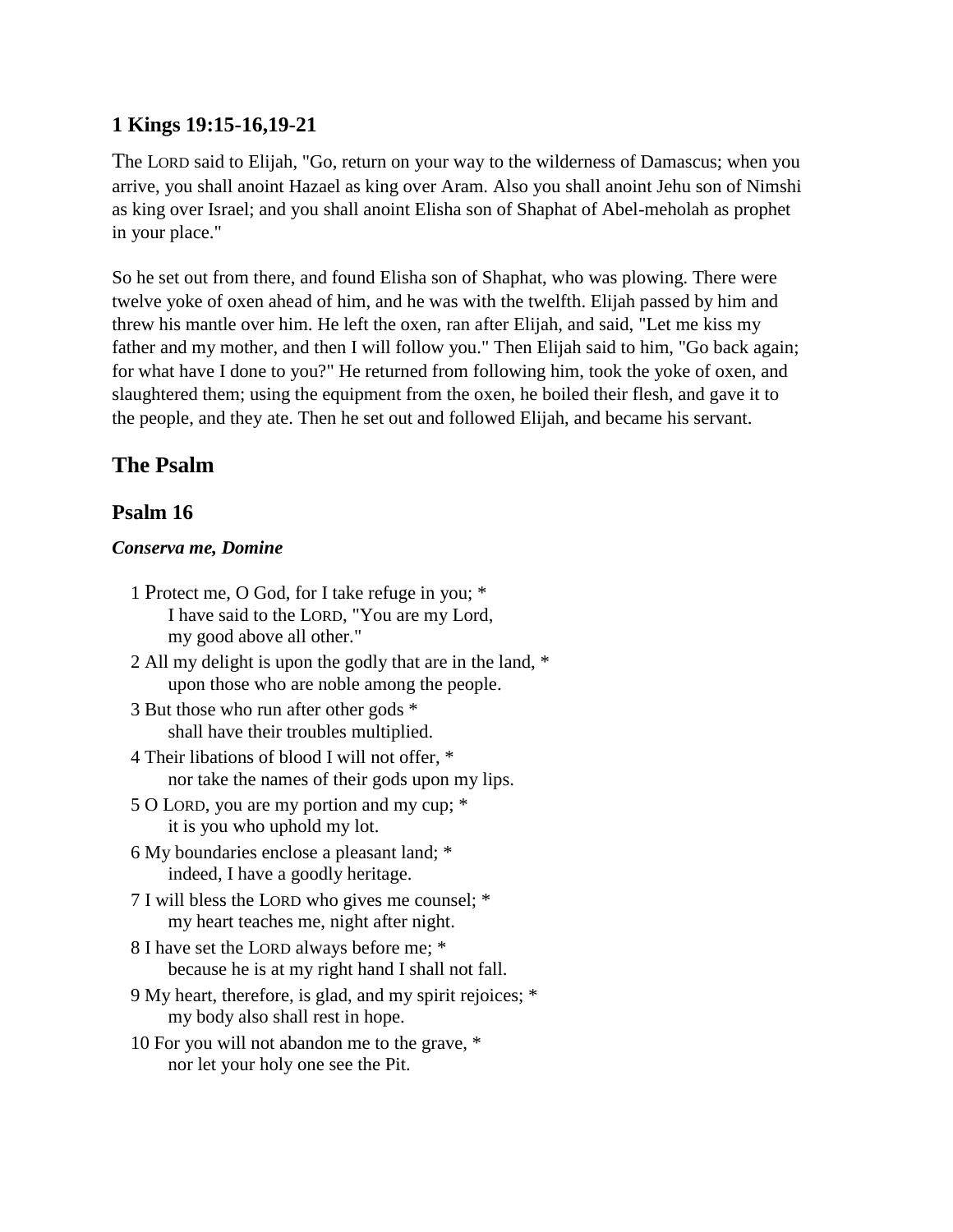### 1 Kings 19:15-16,19-21

The LORD said to Elijah, "Go, return on your way to the wilderness of Damascus; when you arrive, you shall anoint Hazael as king over Aram. Also you shall anoint Jehu son of Nimshi as king over Israel; and you shall anoint Elisha son of Shaphat of Abel-meholah as prophet in your place."

So he set out from there, and found Elisha son of Shaphat, who was plowing. There were twelve yoke of oxen ahead of him, and he was with the twelfth. Elijah passed by him and threw his mantle over him. He left the oxen, ran after Elijah, and said, "Let me kiss my father and my mother, and then I will follow you." Then Elijah said to him, "Go back again; for what have I done to you?" He returned from following him, took the yoke of oxen, and slaughtered them; using the equipment from the oxen, he boiled their flesh, and gave it to the people, and they ate. Then he set out and followed Elijah, and became his servant.

## The Psalm

### Psalm 16

***Conserva me, Domine***

1 Protect me, O God, for I take refuge in you; *
    I have said to the LORD, "You are my Lord,
    my good above all other."
2 All my delight is upon the godly that are in the land, *
    upon those who are noble among the people.
3 But those who run after other gods *
    shall have their troubles multiplied.
4 Their libations of blood I will not offer, *
    nor take the names of their gods upon my lips.
5 O LORD, you are my portion and my cup; *
    it is you who uphold my lot.
6 My boundaries enclose a pleasant land; *
    indeed, I have a goodly heritage.
7 I will bless the LORD who gives me counsel; *
    my heart teaches me, night after night.
8 I have set the LORD always before me; *
    because he is at my right hand I shall not fall.
9 My heart, therefore, is glad, and my spirit rejoices; *
    my body also shall rest in hope.
10 For you will not abandon me to the grave, *
    nor let your holy one see the Pit.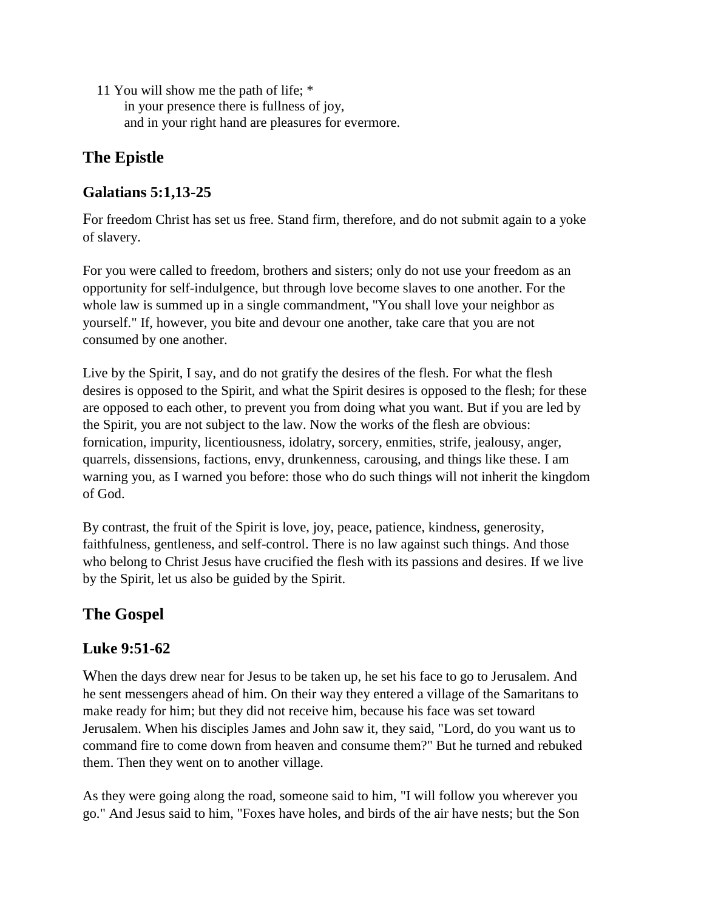11 You will show me the path of life; *
  in your presence there is fullness of joy,
  and in your right hand are pleasures for evermore.

## The Epistle

### Galatians 5:1,13-25

For freedom Christ has set us free. Stand firm, therefore, and do not submit again to a yoke of slavery.

For you were called to freedom, brothers and sisters; only do not use your freedom as an opportunity for self-indulgence, but through love become slaves to one another. For the whole law is summed up in a single commandment, "You shall love your neighbor as yourself." If, however, you bite and devour one another, take care that you are not consumed by one another.

Live by the Spirit, I say, and do not gratify the desires of the flesh. For what the flesh desires is opposed to the Spirit, and what the Spirit desires is opposed to the flesh; for these are opposed to each other, to prevent you from doing what you want. But if you are led by the Spirit, you are not subject to the law. Now the works of the flesh are obvious: fornication, impurity, licentiousness, idolatry, sorcery, enmities, strife, jealousy, anger, quarrels, dissensions, factions, envy, drunkenness, carousing, and things like these. I am warning you, as I warned you before: those who do such things will not inherit the kingdom of God.

By contrast, the fruit of the Spirit is love, joy, peace, patience, kindness, generosity, faithfulness, gentleness, and self-control. There is no law against such things. And those who belong to Christ Jesus have crucified the flesh with its passions and desires. If we live by the Spirit, let us also be guided by the Spirit.

## The Gospel

### Luke 9:51-62

When the days drew near for Jesus to be taken up, he set his face to go to Jerusalem. And he sent messengers ahead of him. On their way they entered a village of the Samaritans to make ready for him; but they did not receive him, because his face was set toward Jerusalem. When his disciples James and John saw it, they said, "Lord, do you want us to command fire to come down from heaven and consume them?" But he turned and rebuked them. Then they went on to another village.

As they were going along the road, someone said to him, "I will follow you wherever you go." And Jesus said to him, "Foxes have holes, and birds of the air have nests; but the Son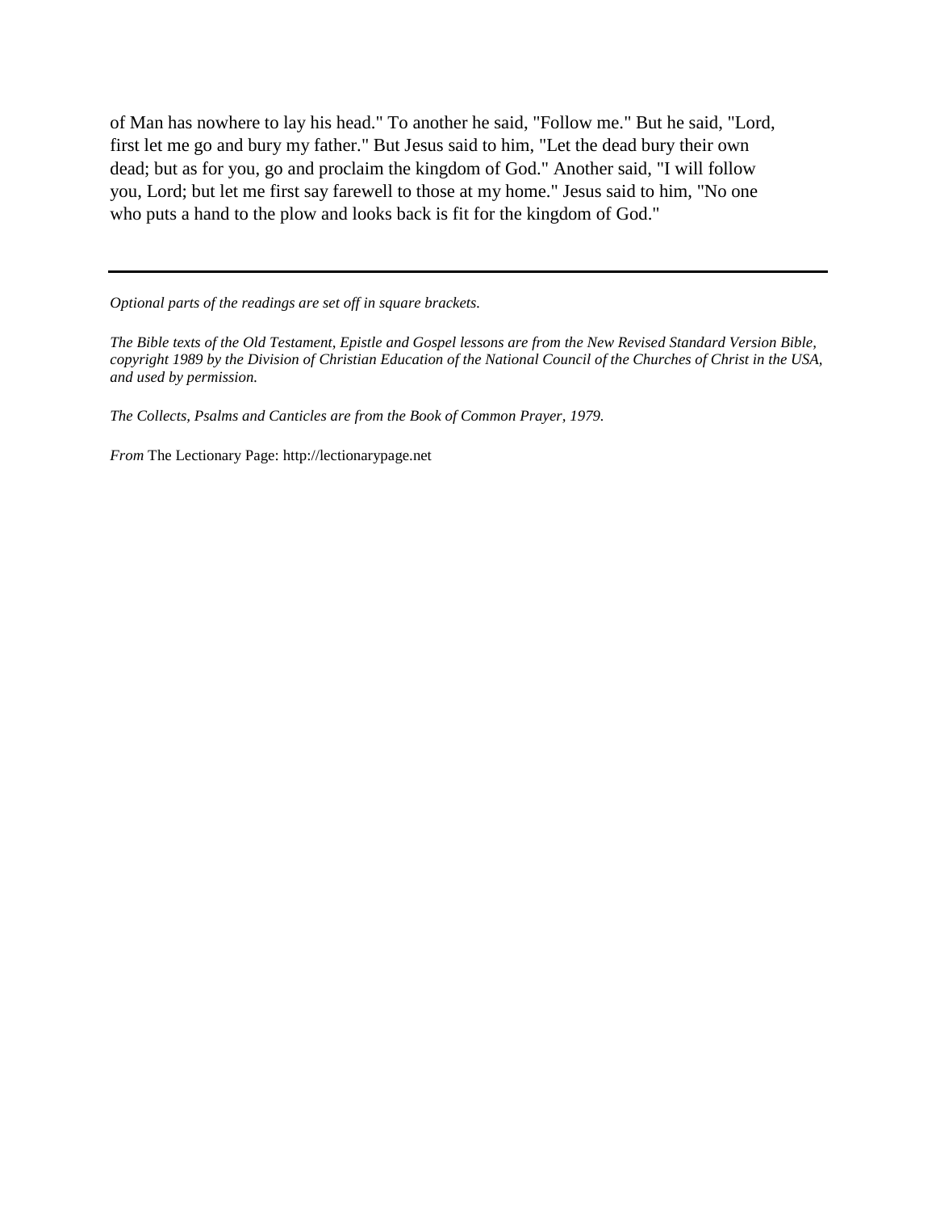of Man has nowhere to lay his head." To another he said, "Follow me." But he said, "Lord, first let me go and bury my father." But Jesus said to him, "Let the dead bury their own dead; but as for you, go and proclaim the kingdom of God." Another said, "I will follow you, Lord; but let me first say farewell to those at my home." Jesus said to him, "No one who puts a hand to the plow and looks back is fit for the kingdom of God."

---

*Optional parts of the readings are set off in square brackets.*

*The Bible texts of the Old Testament, Epistle and Gospel lessons are from the New Revised Standard Version Bible, copyright 1989 by the Division of Christian Education of the National Council of the Churches of Christ in the USA, and used by permission.*

*The Collects, Psalms and Canticles are from the Book of Common Prayer, 1979.*

*From* The Lectionary Page: http://lectionarypage.net